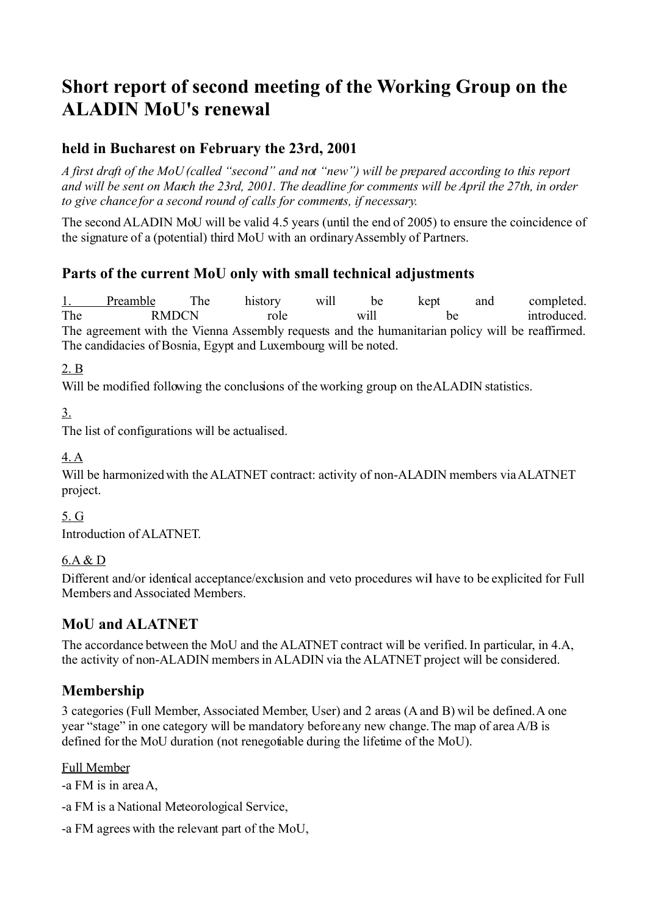# Short report of second meeting of the Working Group on the ALADIN MoU's renewal

## held in Bucharest on February the 23rd, 2001

*A first draft of the MoU (called "second" and not "new") will be prepared according to this report and will be sent on March the 23rd, 2001. The deadline for comments will be April the 27th, in order to give chance for a second round of calls for comments, if necessary.*

The second ALADIN MoU will be valid 4.5 years (until the end of 2005) to ensure the coincidence of the signature of a (potential) third MoU with an ordinary Assembly of Partners.

## Parts of the current MoU only with small technical adjustments

1. Preamble The history will be kept and completed.
The RMDCN role will be introduced.
The agreement with the Vienna Assembly requests and the humanitarian policy will be reaffirmed. The candidacies of Bosnia, Egypt and Luxembourg will be noted.

2. B
Will be modified following the conclusions of the working group on the ALADIN statistics.

3.
The list of configurations will be actualised.

4. A
Will be harmonized with the ALATNET contract: activity of non-ALADIN members via ALATNET project.

5. G
Introduction of ALATNET.

6.A & D
Different and/or identical acceptance/exclusion and veto procedures wil have to be explicited for Full Members and Associated Members.

## MoU and ALATNET

The accordance between the MoU and the ALATNET contract will be verified. In particular, in 4.A, the activity of non-ALADIN members in ALADIN via the ALATNET project will be considered.

## Membership

3 categories (Full Member, Associated Member, User) and 2 areas (A and B) wil be defined. A one year "stage" in one category will be mandatory before any new change. The map of area A/B is defined for the MoU duration (not renegotiable during the lifetime of the MoU).

Full Member

-a FM is in area A,

-a FM is a National Meteorological Service,

-a FM agrees with the relevant part of the MoU,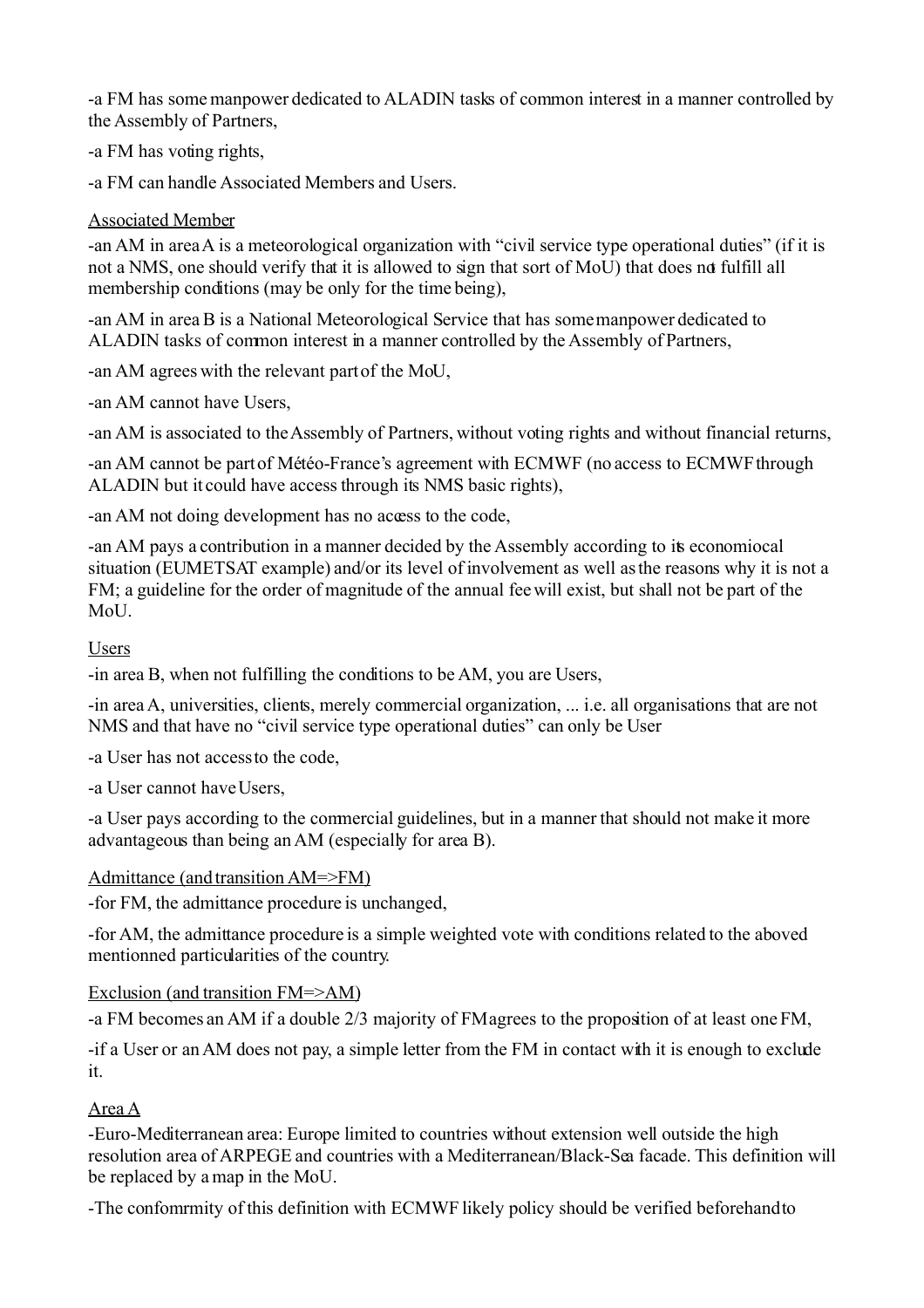-a FM has some manpower dedicated to ALADIN tasks of common interest in a manner controlled by the Assembly of Partners,

-a FM has voting rights,

-a FM can handle Associated Members and Users.

Associated Member

-an AM in area A is a meteorological organization with "civil service type operational duties" (if it is not a NMS, one should verify that it is allowed to sign that sort of MoU) that does not fulfill all membership conditions (may be only for the time being),

-an AM in area B is a National Meteorological Service that has some manpower dedicated to ALADIN tasks of common interest in a manner controlled by the Assembly of Partners,

-an AM agrees with the relevant part of the MoU,

-an AM cannot have Users,

-an AM is associated to the Assembly of Partners, without voting rights and without financial returns,

-an AM cannot be part of Météo-France's agreement with ECMWF (no access to ECMWF through ALADIN but it could have access through its NMS basic rights),

-an AM not doing development has no access to the code,

-an AM pays a contribution in a manner decided by the Assembly according to its economiocal situation (EUMETSAT example) and/or its level of involvement as well as the reasons why it is not a FM; a guideline for the order of magnitude of the annual fee will exist, but shall not be part of the MoU.

Users

-in area B, when not fulfilling the conditions to be AM, you are Users,

-in area A, universities, clients, merely commercial organization, ... i.e. all organisations that are not NMS and that have no "civil service type operational duties" can only be User

-a User has not access to the code,

-a User cannot have Users,

-a User pays according to the commercial guidelines, but in a manner that should not make it more advantageous than being an AM (especially for area B).

Admittance (and transition AM=>FM)

-for FM, the admittance procedure is unchanged,

-for AM, the admittance procedure is a simple weighted vote with conditions related to the aboved mentionned particularities of the country.

Exclusion (and transition FM=>AM)

-a FM becomes an AM if a double 2/3 majority of FM agrees to the proposition of at least one FM,

-if a User or an AM does not pay, a simple letter from the FM in contact with it is enough to exclude it.

Area A

-Euro-Mediterranean area: Europe limited to countries without extension well outside the high resolution area of ARPEGE and countries with a Mediterranean/Black-Sea facade. This definition will be replaced by a map in the MoU.

-The confomrmity of this definition with ECMWF likely policy should be verified beforehand to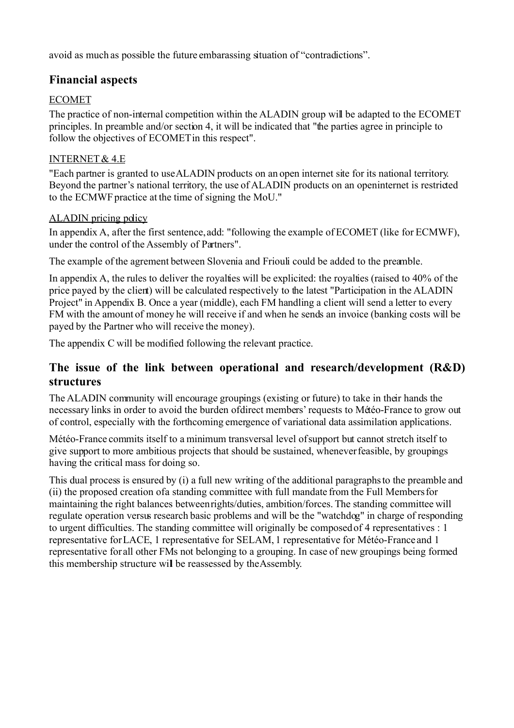avoid as much as possible the future embarassing situation of "contradictions".

## Financial aspects

ECOMET

The practice of non-internal competition within the ALADIN group will be adapted to the ECOMET principles. In preamble and/or section 4, it will be indicated that "the parties agree in principle to follow the objectives of ECOMET in this respect".

INTERNET & 4.E

"Each partner is granted to use ALADIN products on an open internet site for its national territory. Beyond the partner's national territory, the use of ALADIN products on an open internet is restricted to the ECMWF practice at the time of signing the MoU."

ALADIN pricing policy

In appendix A, after the first sentence, add: "following the example of ECOMET (like for ECMWF), under the control of the Assembly of Partners".

The example of the agrement between Slovenia and Friouli could be added to the preamble.

In appendix A, the rules to deliver the royalties will be explicited: the royalties (raised to 40% of the price payed by the client) will be calculated respectively to the latest "Participation in the ALADIN Project" in Appendix B. Once a year (middle), each FM handling a client will send a letter to every FM with the amount of money he will receive if and when he sends an invoice (banking costs will be payed by the Partner who will receive the money).

The appendix C will be modified following the relevant practice.

## The issue of the link between operational and research/development (R&D) structures

The ALADIN community will encourage groupings (existing or future) to take in their hands the necessary links in order to avoid the burden of direct members' requests to Météo-France to grow out of control, especially with the forthcoming emergence of variational data assimilation applications.

Météo-France commits itself to a minimum transversal level of support but cannot stretch itself to give support to more ambitious projects that should be sustained, whenever feasible, by groupings having the critical mass for doing so.

This dual process is ensured by (i) a full new writing of the additional paragraphs to the preamble and (ii) the proposed creation of a standing committee with full mandate from the Full Members for maintaining the right balances between rights/duties, ambition/forces. The standing committee will regulate operation versus research basic problems and will be the "watchdog" in charge of responding to urgent difficulties. The standing committee will originally be composed of 4 representatives : 1 representative for LACE, 1 representative for SELAM, 1 representative for Météo-France and 1 representative for all other FMs not belonging to a grouping. In case of new groupings being formed this membership structure will be reassessed by the Assembly.